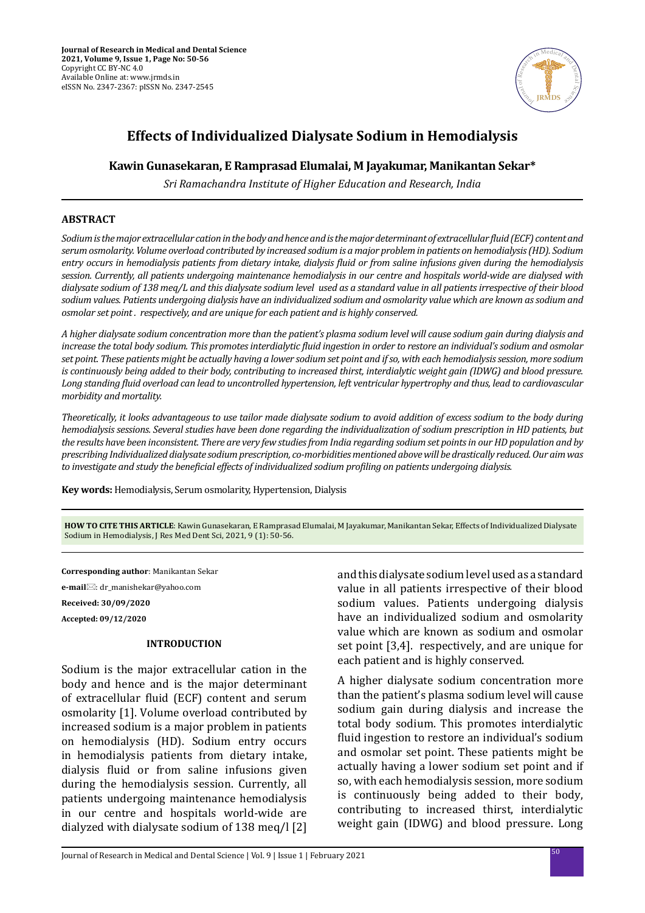Journal of Research in Medical and Dental Science
2021, Volume 9, Issue 1, Page No: 50-56
Copyright CC BY-NC 4.0
Available Online at: www.jrmds.in
eISSN No. 2347-2367: pISSN No. 2347-2545

# Effects of Individualized Dialysate Sodium in Hemodialysis

**Kawin Gunasekaran, E Ramprasad Elumalai, M Jayakumar, Manikantan Sekar***

*Sri Ramachandra Institute of Higher Education and Research, India*

## ABSTRACT

*Sodium is the major extracellular cation in the body and hence and is the major determinant of extracellular fluid (ECF) content and serum osmolarity. Volume overload contributed by increased sodium is a major problem in patients on hemodialysis (HD). Sodium entry occurs in hemodialysis patients from dietary intake, dialysis fluid or from saline infusions given during the hemodialysis session. Currently, all patients undergoing maintenance hemodialysis in our centre and hospitals world-wide are dialysed with dialysate sodium of 138 meq/L and this dialysate sodium level used as a standard value in all patients irrespective of their blood sodium values. Patients undergoing dialysis have an individualized sodium and osmolarity value which are known as sodium and osmolar set point . respectively, and are unique for each patient and is highly conserved.*

*A higher dialysate sodium concentration more than the patient's plasma sodium level will cause sodium gain during dialysis and increase the total body sodium. This promotes interdialytic fluid ingestion in order to restore an individual's sodium and osmolar set point. These patients might be actually having a lower sodium set point and if so, with each hemodialysis session, more sodium is continuously being added to their body, contributing to increased thirst, interdialytic weight gain (IDWG) and blood pressure. Long standing fluid overload can lead to uncontrolled hypertension, left ventricular hypertrophy and thus, lead to cardiovascular morbidity and mortality.*

*Theoretically, it looks advantageous to use tailor made dialysate sodium to avoid addition of excess sodium to the body during hemodialysis sessions. Several studies have been done regarding the individualization of sodium prescription in HD patients, but the results have been inconsistent. There are very few studies from India regarding sodium set points in our HD population and by prescribing Individualized dialysate sodium prescription, co-morbidities mentioned above will be drastically reduced. Our aim was to investigate and study the beneficial effects of individualized sodium profiling on patients undergoing dialysis.*

**Key words:** Hemodialysis, Serum osmolarity, Hypertension, Dialysis

**HOW TO CITE THIS ARTICLE**: Kawin Gunasekaran, E Ramprasad Elumalai, M Jayakumar, Manikantan Sekar, Effects of Individualized Dialysate Sodium in Hemodialysis, J Res Med Dent Sci, 2021, 9 (1): 50-56.

**Corresponding author**: Manikantan Sekar

**e-mail**: dr_manishekar@yahoo.com

**Received: 30/09/2020**

**Accepted: 09/12/2020**

## INTRODUCTION

Sodium is the major extracellular cation in the body and hence and is the major determinant of extracellular fluid (ECF) content and serum osmolarity [1]. Volume overload contributed by increased sodium is a major problem in patients on hemodialysis (HD). Sodium entry occurs in hemodialysis patients from dietary intake, dialysis fluid or from saline infusions given during the hemodialysis session. Currently, all patients undergoing maintenance hemodialysis in our centre and hospitals world-wide are dialyzed with dialysate sodium of 138 meq/l [2] and this dialysate sodium level used as a standard value in all patients irrespective of their blood sodium values. Patients undergoing dialysis have an individualized sodium and osmolarity value which are known as sodium and osmolar set point [3,4]. respectively, and are unique for each patient and is highly conserved.

A higher dialysate sodium concentration more than the patient's plasma sodium level will cause sodium gain during dialysis and increase the total body sodium. This promotes interdialytic fluid ingestion to restore an individual's sodium and osmolar set point. These patients might be actually having a lower sodium set point and if so, with each hemodialysis session, more sodium is continuously being added to their body, contributing to increased thirst, interdialytic weight gain (IDWG) and blood pressure. Long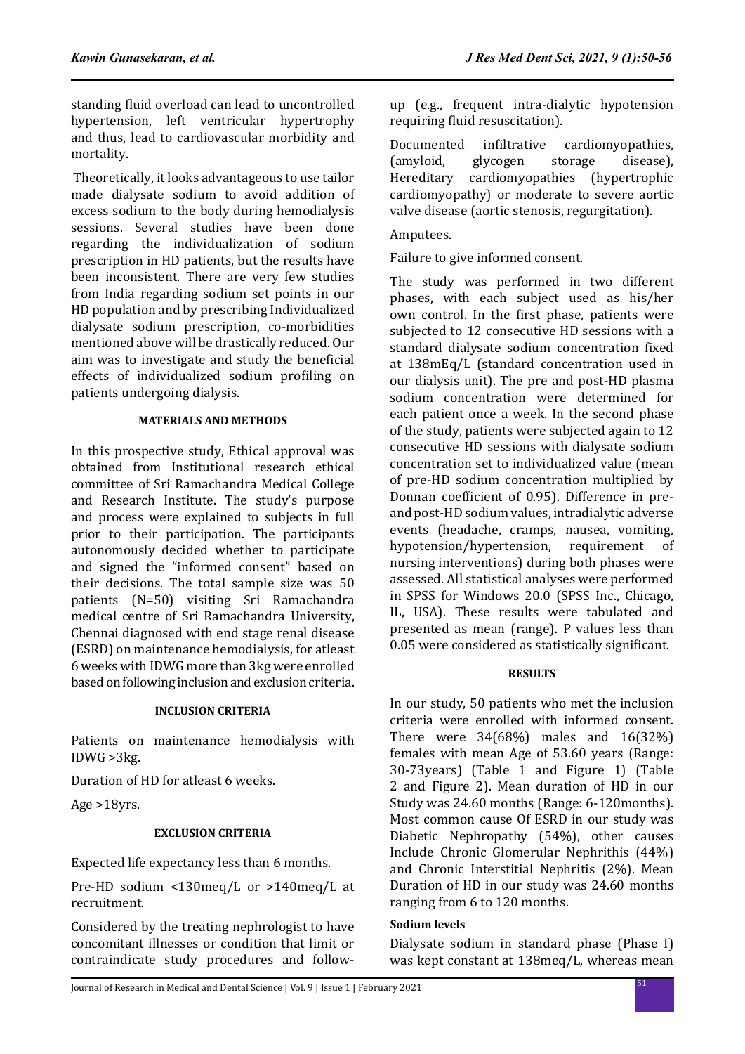standing fluid overload can lead to uncontrolled hypertension, left ventricular hypertrophy and thus, lead to cardiovascular morbidity and mortality.

Theoretically, it looks advantageous to use tailor made dialysate sodium to avoid addition of excess sodium to the body during hemodialysis sessions. Several studies have been done regarding the individualization of sodium prescription in HD patients, but the results have been inconsistent. There are very few studies from India regarding sodium set points in our HD population and by prescribing Individualized dialysate sodium prescription, co-morbidities mentioned above will be drastically reduced. Our aim was to investigate and study the beneficial effects of individualized sodium profiling on patients undergoing dialysis.

## MATERIALS AND METHODS

In this prospective study, Ethical approval was obtained from Institutional research ethical committee of Sri Ramachandra Medical College and Research Institute. The study's purpose and process were explained to subjects in full prior to their participation. The participants autonomously decided whether to participate and signed the "informed consent" based on their decisions. The total sample size was 50 patients (N=50) visiting Sri Ramachandra medical centre of Sri Ramachandra University, Chennai diagnosed with end stage renal disease (ESRD) on maintenance hemodialysis, for atleast 6 weeks with IDWG more than 3kg were enrolled based on following inclusion and exclusion criteria.

### INCLUSION CRITERIA

Patients on maintenance hemodialysis with IDWG >3kg.

Duration of HD for atleast 6 weeks.

Age >18yrs.

### EXCLUSION CRITERIA

Expected life expectancy less than 6 months.

Pre-HD sodium <130meq/L or >140meq/L at recruitment.

Considered by the treating nephrologist to have concomitant illnesses or condition that limit or contraindicate study procedures and follow-up (e.g., frequent intra-dialytic hypotension requiring fluid resuscitation).

Documented infiltrative cardiomyopathies, (amyloid, glycogen storage disease), Hereditary cardiomyopathies (hypertrophic cardiomyopathy) or moderate to severe aortic valve disease (aortic stenosis, regurgitation).

Amputees.

Failure to give informed consent.

The study was performed in two different phases, with each subject used as his/her own control. In the first phase, patients were subjected to 12 consecutive HD sessions with a standard dialysate sodium concentration fixed at 138mEq/L (standard concentration used in our dialysis unit). The pre and post-HD plasma sodium concentration were determined for each patient once a week. In the second phase of the study, patients were subjected again to 12 consecutive HD sessions with dialysate sodium concentration set to individualized value (mean of pre-HD sodium concentration multiplied by Donnan coefficient of 0.95). Difference in pre- and post-HD sodium values, intradialytic adverse events (headache, cramps, nausea, vomiting, hypotension/hypertension, requirement of nursing interventions) during both phases were assessed. All statistical analyses were performed in SPSS for Windows 20.0 (SPSS Inc., Chicago, IL, USA). These results were tabulated and presented as mean (range). P values less than 0.05 were considered as statistically significant.

## RESULTS

In our study, 50 patients who met the inclusion criteria were enrolled with informed consent. There were 34(68%) males and 16(32%) females with mean Age of 53.60 years (Range: 30-73years) (Table 1 and Figure 1) (Table 2 and Figure 2). Mean duration of HD in our Study was 24.60 months (Range: 6-120months). Most common cause Of ESRD in our study was Diabetic Nephropathy (54%), other causes Include Chronic Glomerular Nephrithis (44%) and Chronic Interstitial Nephritis (2%). Mean Duration of HD in our study was 24.60 months ranging from 6 to 120 months.

### Sodium levels

Dialysate sodium in standard phase (Phase I) was kept constant at 138meq/L, whereas mean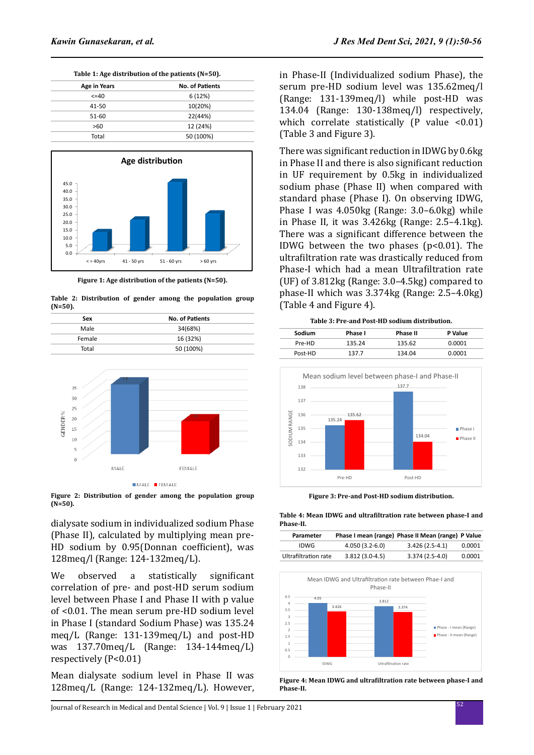Table 1: Age distribution of the patients (N=50).

| Age in Years | No. of Patients |
|---|---|
| <=40 | 6 (12%) |
| 41-50 | 10(20%) |
| 51-60 | 22(44%) |
| >60 | 12 (24%) |
| Total | 50 (100%) |

Figure 1: Age distribution of the patients (N=50).

Table 2: Distribution of gender among the population group (N=50).

| Sex | No. of Patients |
|---|---|
| Male | 34(68%) |
| Female | 16 (32%) |
| Total | 50 (100%) |

Figure 2: Distribution of gender among the population group (N=50).

dialysate sodium in individualized sodium Phase (Phase II), calculated by multiplying mean pre-HD sodium by 0.95(Donnan coefficient), was 128meq/l (Range: 124-132meq/L).

We observed a statistically significant correlation of pre- and post-HD serum sodium level between Phase I and Phase II with p value of <0.01. The mean serum pre-HD sodium level in Phase I (standard Sodium Phase) was 135.24 meq/L (Range: 131-139meq/L) and post-HD was 137.70meq/L (Range: 134-144meq/L) respectively (P<0.01)

Mean dialysate sodium level in Phase II was 128meq/L (Range: 124-132meq/L). However, in Phase-II (Individualized sodium Phase), the serum pre-HD sodium level was 135.62meq/l (Range: 131-139meq/l) while post-HD was 134.04 (Range: 130-138meq/l) respectively, which correlate statistically (P value <0.01) (Table 3 and Figure 3).

There was significant reduction in IDWG by 0.6kg in Phase II and there is also significant reduction in UF requirement by 0.5kg in individualized sodium phase (Phase II) when compared with standard phase (Phase I). On observing IDWG, Phase I was 4.050kg (Range: 3.0–6.0kg) while in Phase II, it was 3.426kg (Range: 2.5–4.1kg). There was a significant difference between the IDWG between the two phases (p<0.01). The ultrafiltration rate was drastically reduced from Phase-I which had a mean Ultrafiltration rate (UF) of 3.812kg (Range: 3.0–4.5kg) compared to phase-II which was 3.374kg (Range: 2.5–4.0kg) (Table 4 and Figure 4).

Table 3: Pre-and Post-HD sodium distribution.

| Sodium | Phase I | Phase II | P Value |
|---|---|---|---|
| Pre-HD | 135.24 | 135.62 | 0.0001 |
| Post-HD | 137.7 | 134.04 | 0.0001 |

Figure 3: Pre-and Post-HD sodium distribution.

Table 4: Mean IDWG and ultrafiltration rate between phase-I and Phase-II.

| Parameter | Phase I mean (range) | Phase II Mean (range) | P Value |
|---|---|---|---|
| IDWG | 4.050 (3.2-6.0) | 3.426 (2.5-4.1) | 0.0001 |
| Ultrafiltration rate | 3.812 (3.0-4.5) | 3.374 (2.5-4.0) | 0.0001 |

Figure 4: Mean IDWG and ultrafiltration rate between phase-I and Phase-II.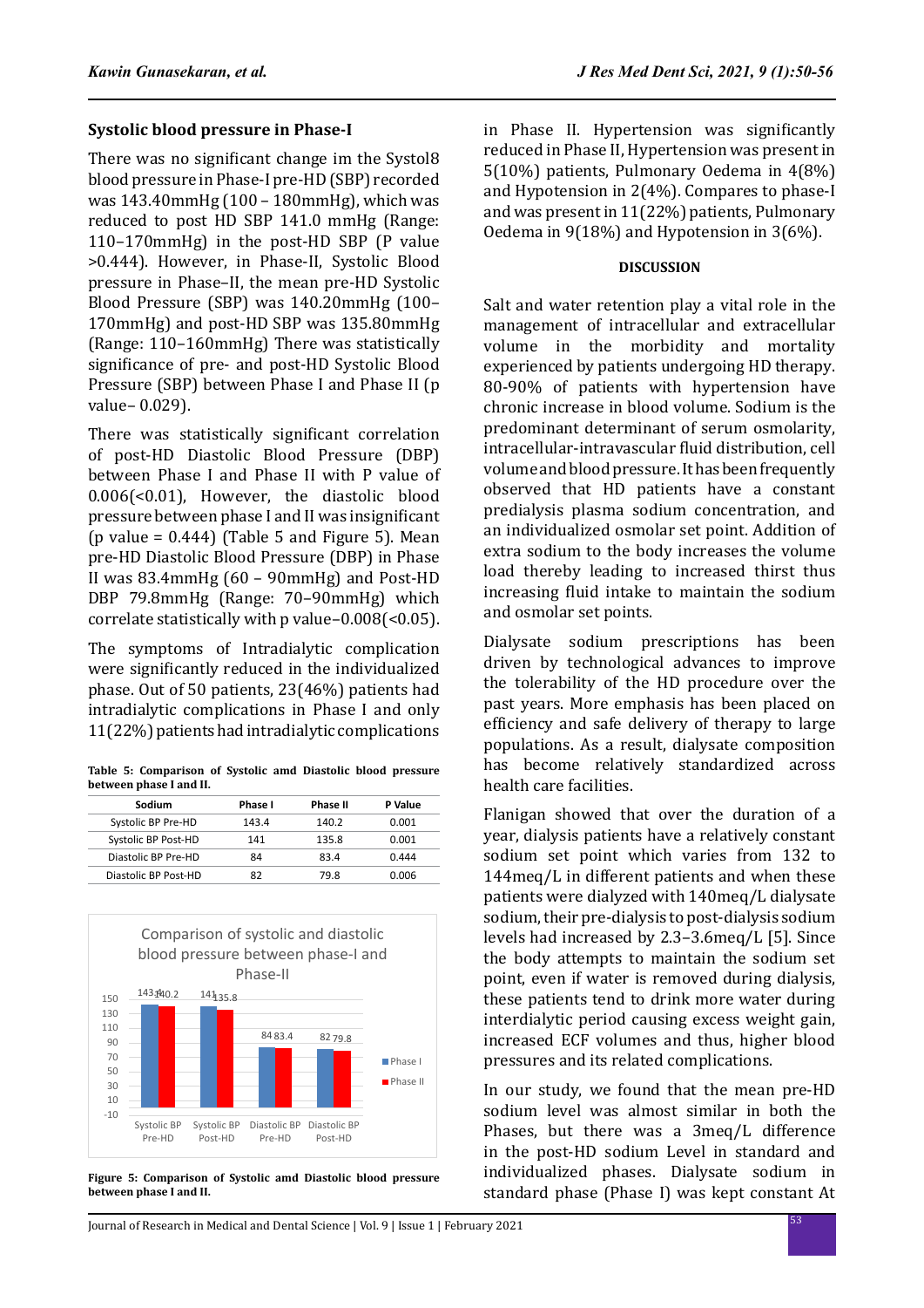### Systolic blood pressure in Phase-I

There was no significant change im the Systol8 blood pressure in Phase-I pre-HD (SBP) recorded was 143.40mmHg (100 – 180mmHg), which was reduced to post HD SBP 141.0 mmHg (Range: 110–170mmHg) in the post-HD SBP (P value >0.444). However, in Phase-II, Systolic Blood pressure in Phase–II, the mean pre-HD Systolic Blood Pressure (SBP) was 140.20mmHg (100–170mmHg) and post-HD SBP was 135.80mmHg (Range: 110–160mmHg) There was statistically significance of pre- and post-HD Systolic Blood Pressure (SBP) between Phase I and Phase II (p value– 0.029).

There was statistically significant correlation of post-HD Diastolic Blood Pressure (DBP) between Phase I and Phase II with P value of 0.006(<0.01), However, the diastolic blood pressure between phase I and II was insignificant (p value = 0.444) (Table 5 and Figure 5). Mean pre-HD Diastolic Blood Pressure (DBP) in Phase II was 83.4mmHg (60 – 90mmHg) and Post-HD DBP 79.8mmHg (Range: 70–90mmHg) which correlate statistically with p value–0.008(<0.05).

The symptoms of Intradialytic complication were significantly reduced in the individualized phase. Out of 50 patients, 23(46%) patients had intradialytic complications in Phase I and only 11(22%) patients had intradialytic complications in Phase II. Hypertension was significantly reduced in Phase II, Hypertension was present in 5(10%) patients, Pulmonary Oedema in 4(8%) and Hypotension in 2(4%). Compares to phase-I and was present in 11(22%) patients, Pulmonary Oedema in 9(18%) and Hypotension in 3(6%).

**Table 5: Comparison of Systolic amd Diastolic blood pressure between phase I and II.**

| Sodium | Phase I | Phase II | P Value |
|---|---|---|---|
| Systolic BP Pre-HD | 143.4 | 140.2 | 0.001 |
| Systolic BP Post-HD | 141 | 135.8 | 0.001 |
| Diastolic BP Pre-HD | 84 | 83.4 | 0.444 |
| Diastolic BP Post-HD | 82 | 79.8 | 0.006 |

Comparison of systolic and diastolic blood pressure between phase-I and Phase-II

| | Phase I | Phase II |
|---|---|---|
| Systolic BP Pre-HD | 143.4 | 140.2 |
| Systolic BP Post-HD | 141 | 135.8 |
| Diastolic BP Pre-HD | 84 | 83.4 |
| Diastolic BP Post-HD | 82 | 79.8 |

**Figure 5: Comparison of Systolic amd Diastolic blood pressure between phase I and II.**

#### DISCUSSION

Salt and water retention play a vital role in the management of intracellular and extracellular volume in the morbidity and mortality experienced by patients undergoing HD therapy. 80-90% of patients with hypertension have chronic increase in blood volume. Sodium is the predominant determinant of serum osmolarity, intracellular-intravascular fluid distribution, cell volume and blood pressure. It has been frequently observed that HD patients have a constant predialysis plasma sodium concentration, and an individualized osmolar set point. Addition of extra sodium to the body increases the volume load thereby leading to increased thirst thus increasing fluid intake to maintain the sodium and osmolar set points.

Dialysate sodium prescriptions has been driven by technological advances to improve the tolerability of the HD procedure over the past years. More emphasis has been placed on efficiency and safe delivery of therapy to large populations. As a result, dialysate composition has become relatively standardized across health care facilities.

Flanigan showed that over the duration of a year, dialysis patients have a relatively constant sodium set point which varies from 132 to 144meq/L in different patients and when these patients were dialyzed with 140meq/L dialysate sodium, their pre-dialysis to post-dialysis sodium levels had increased by 2.3–3.6meq/L [5]. Since the body attempts to maintain the sodium set point, even if water is removed during dialysis, these patients tend to drink more water during interdialytic period causing excess weight gain, increased ECF volumes and thus, higher blood pressures and its related complications.

In our study, we found that the mean pre-HD sodium level was almost similar in both the Phases, but there was a 3meq/L difference in the post-HD sodium Level in standard and individualized phases. Dialysate sodium in standard phase (Phase I) was kept constant At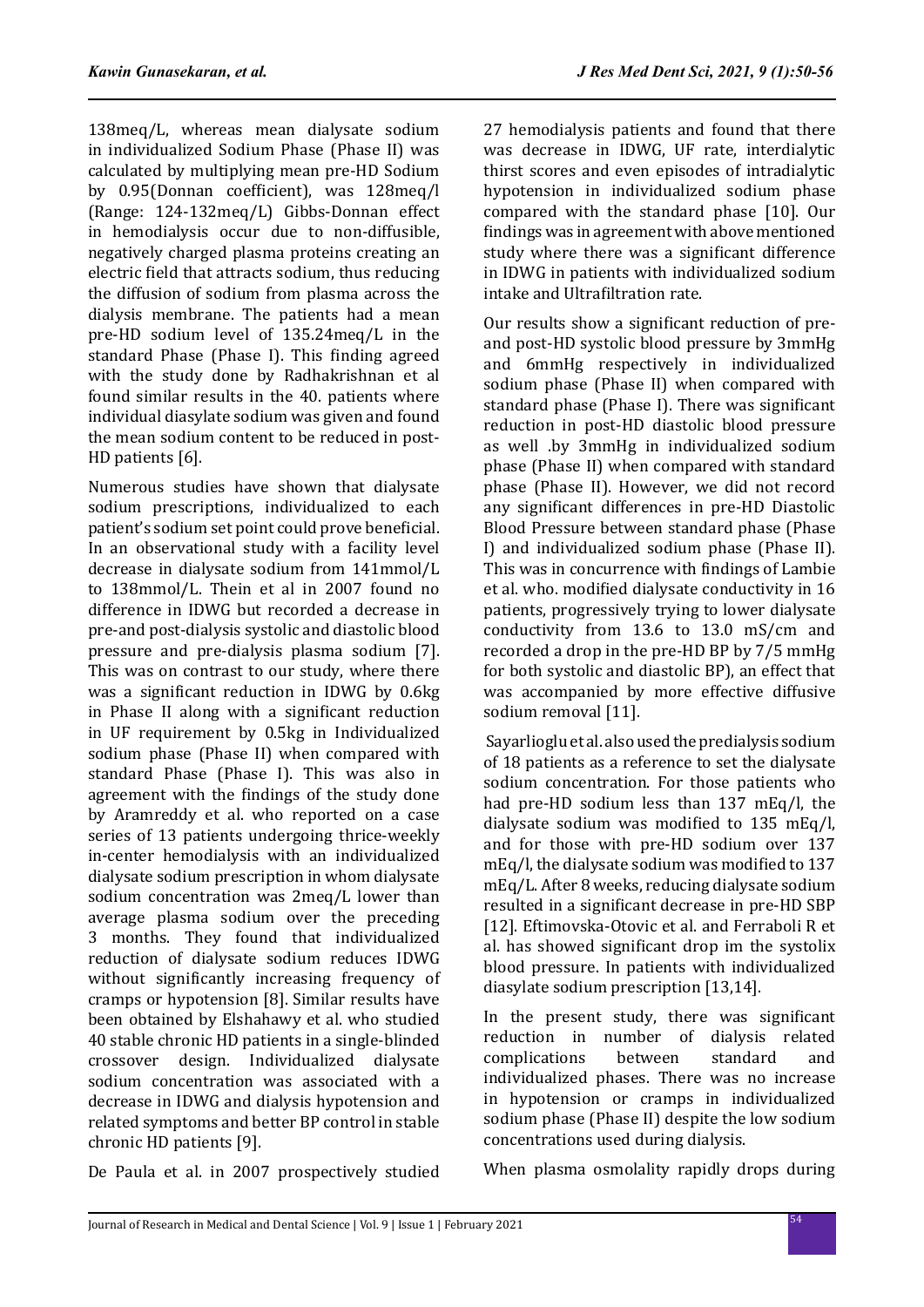138meq/L, whereas mean dialysate sodium in individualized Sodium Phase (Phase II) was calculated by multiplying mean pre-HD Sodium by 0.95(Donnan coefficient), was 128meq/l (Range: 124-132meq/L) Gibbs-Donnan effect in hemodialysis occur due to non-diffusible, negatively charged plasma proteins creating an electric field that attracts sodium, thus reducing the diffusion of sodium from plasma across the dialysis membrane. The patients had a mean pre-HD sodium level of 135.24meq/L in the standard Phase (Phase I). This finding agreed with the study done by Radhakrishnan et al found similar results in the 40. patients where individual diasylate sodium was given and found the mean sodium content to be reduced in post-HD patients [6].

Numerous studies have shown that dialysate sodium prescriptions, individualized to each patient's sodium set point could prove beneficial. In an observational study with a facility level decrease in dialysate sodium from 141mmol/L to 138mmol/L. Thein et al in 2007 found no difference in IDWG but recorded a decrease in pre-and post-dialysis systolic and diastolic blood pressure and pre-dialysis plasma sodium [7]. This was on contrast to our study, where there was a significant reduction in IDWG by 0.6kg in Phase II along with a significant reduction in UF requirement by 0.5kg in Individualized sodium phase (Phase II) when compared with standard Phase (Phase I). This was also in agreement with the findings of the study done by Aramreddy et al. who reported on a case series of 13 patients undergoing thrice-weekly in-center hemodialysis with an individualized dialysate sodium prescription in whom dialysate sodium concentration was 2meq/L lower than average plasma sodium over the preceding 3 months. They found that individualized reduction of dialysate sodium reduces IDWG without significantly increasing frequency of cramps or hypotension [8]. Similar results have been obtained by Elshahawy et al. who studied 40 stable chronic HD patients in a single-blinded crossover design. Individualized dialysate sodium concentration was associated with a decrease in IDWG and dialysis hypotension and related symptoms and better BP control in stable chronic HD patients [9].

De Paula et al. in 2007 prospectively studied 27 hemodialysis patients and found that there was decrease in IDWG, UF rate, interdialytic thirst scores and even episodes of intradialytic hypotension in individualized sodium phase compared with the standard phase [10]. Our findings was in agreement with above mentioned study where there was a significant difference in IDWG in patients with individualized sodium intake and Ultrafiltration rate.

Our results show a significant reduction of pre-and post-HD systolic blood pressure by 3mmHg and 6mmHg respectively in individualized sodium phase (Phase II) when compared with standard phase (Phase I). There was significant reduction in post-HD diastolic blood pressure as well .by 3mmHg in individualized sodium phase (Phase II) when compared with standard phase (Phase II). However, we did not record any significant differences in pre-HD Diastolic Blood Pressure between standard phase (Phase I) and individualized sodium phase (Phase II). This was in concurrence with findings of Lambie et al. who. modified dialysate conductivity in 16 patients, progressively trying to lower dialysate conductivity from 13.6 to 13.0 mS/cm and recorded a drop in the pre-HD BP by 7/5 mmHg for both systolic and diastolic BP), an effect that was accompanied by more effective diffusive sodium removal [11].

Sayarlioglu et al. also used the predialysis sodium of 18 patients as a reference to set the dialysate sodium concentration. For those patients who had pre-HD sodium less than 137 mEq/l, the dialysate sodium was modified to 135 mEq/l, and for those with pre-HD sodium over 137 mEq/l, the dialysate sodium was modified to 137 mEq/l. After 8 weeks, reducing dialysate sodium resulted in a significant decrease in pre-HD SBP [12]. Eftimovska-Otovic et al. and Ferraboli R et al. has showed significant drop im the systolix blood pressure. In patients with individualized diasylate sodium prescription [13,14].

In the present study, there was significant reduction in number of dialysis related complications between standard and individualized phases. There was no increase in hypotension or cramps in individualized sodium phase (Phase II) despite the low sodium concentrations used during dialysis.

When plasma osmolality rapidly drops during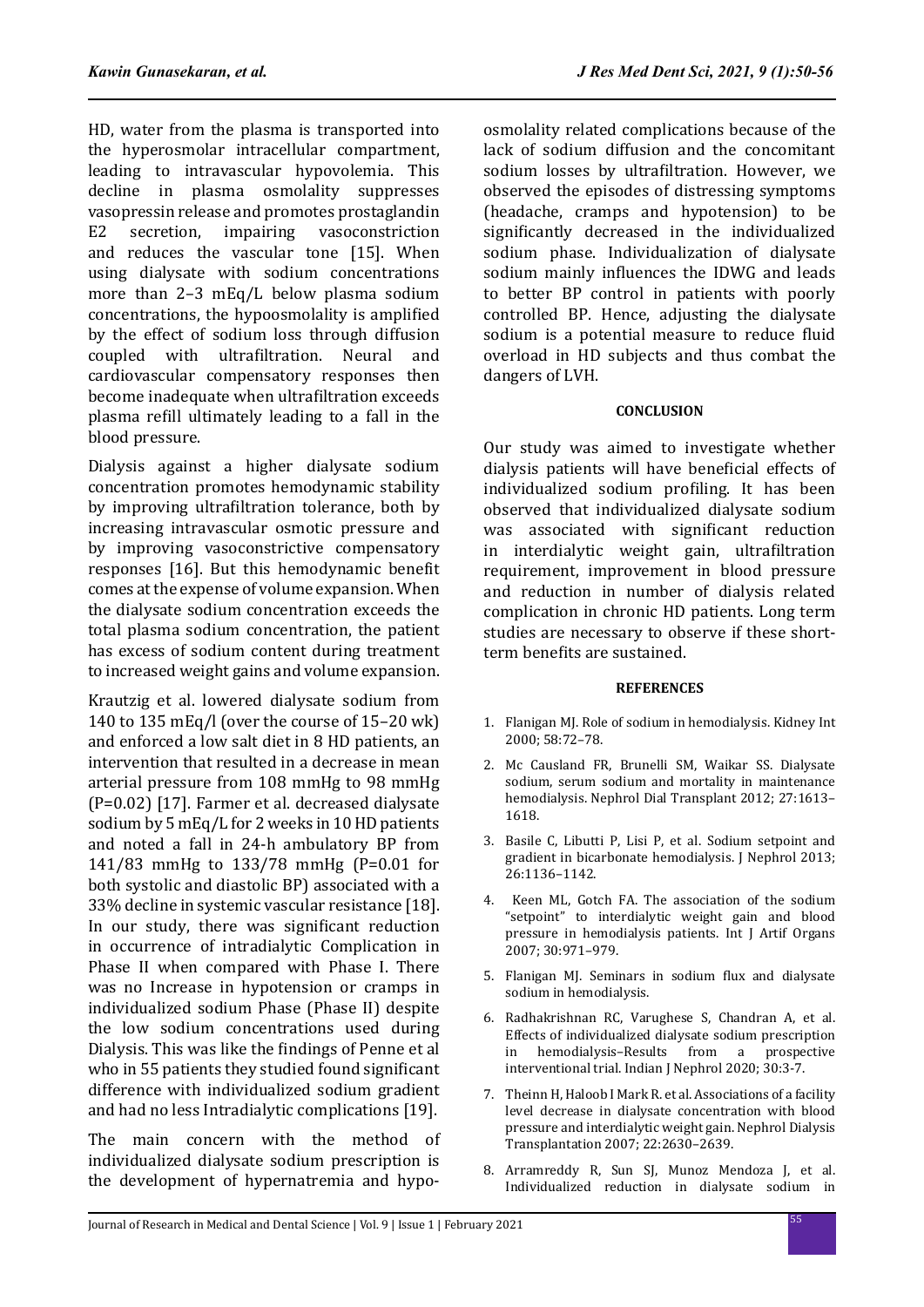HD, water from the plasma is transported into the hyperosmolar intracellular compartment, leading to intravascular hypovolemia. This decline in plasma osmolality suppresses vasopressin release and promotes prostaglandin E2 secretion, impairing vasoconstriction and reduces the vascular tone [15]. When using dialysate with sodium concentrations more than 2–3 mEq/L below plasma sodium concentrations, the hypoosmolality is amplified by the effect of sodium loss through diffusion coupled with ultrafiltration. Neural and cardiovascular compensatory responses then become inadequate when ultrafiltration exceeds plasma refill ultimately leading to a fall in the blood pressure.

Dialysis against a higher dialysate sodium concentration promotes hemodynamic stability by improving ultrafiltration tolerance, both by increasing intravascular osmotic pressure and by improving vasoconstrictive compensatory responses [16]. But this hemodynamic benefit comes at the expense of volume expansion. When the dialysate sodium concentration exceeds the total plasma sodium concentration, the patient has excess of sodium content during treatment to increased weight gains and volume expansion.

Krautzig et al. lowered dialysate sodium from 140 to 135 mEq/l (over the course of 15–20 wk) and enforced a low salt diet in 8 HD patients, an intervention that resulted in a decrease in mean arterial pressure from 108 mmHg to 98 mmHg (P=0.02) [17]. Farmer et al. decreased dialysate sodium by 5 mEq/L for 2 weeks in 10 HD patients and noted a fall in 24-h ambulatory BP from 141/83 mmHg to 133/78 mmHg (P=0.01 for both systolic and diastolic BP) associated with a 33% decline in systemic vascular resistance [18]. In our study, there was significant reduction in occurrence of intradialytic Complication in Phase II when compared with Phase I. There was no Increase in hypotension or cramps in individualized sodium Phase (Phase II) despite the low sodium concentrations used during Dialysis. This was like the findings of Penne et al who in 55 patients they studied found significant difference with individualized sodium gradient and had no less Intradialytic complications [19].

The main concern with the method of individualized dialysate sodium prescription is the development of hypernatremia and hypo-osmolality related complications because of the lack of sodium diffusion and the concomitant sodium losses by ultrafiltration. However, we observed the episodes of distressing symptoms (headache, cramps and hypotension) to be significantly decreased in the individualized sodium phase. Individualization of dialysate sodium mainly influences the IDWG and leads to better BP control in patients with poorly controlled BP. Hence, adjusting the dialysate sodium is a potential measure to reduce fluid overload in HD subjects and thus combat the dangers of LVH.

## CONCLUSION

Our study was aimed to investigate whether dialysis patients will have beneficial effects of individualized sodium profiling. It has been observed that individualized dialysate sodium was associated with significant reduction in interdialytic weight gain, ultrafiltration requirement, improvement in blood pressure and reduction in number of dialysis related complication in chronic HD patients. Long term studies are necessary to observe if these short-term benefits are sustained.

## REFERENCES

1. Flanigan MJ. Role of sodium in hemodialysis. Kidney Int 2000; 58:72–78.
2. Mc Causland FR, Brunelli SM, Waikar SS. Dialysate sodium, serum sodium and mortality in maintenance hemodialysis. Nephrol Dial Transplant 2012; 27:1613–1618.
3. Basile C, Libutti P, Lisi P, et al. Sodium setpoint and gradient in bicarbonate hemodialysis. J Nephrol 2013; 26:1136–1142.
4. Keen ML, Gotch FA. The association of the sodium "setpoint" to interdialytic weight gain and blood pressure in hemodialysis patients. Int J Artif Organs 2007; 30:971–979.
5. Flanigan MJ. Seminars in sodium flux and dialysate sodium in hemodialysis.
6. Radhakrishnan RC, Varughese S, Chandran A, et al. Effects of individualized dialysate sodium prescription in hemodialysis–Results from a prospective interventional trial. Indian J Nephrol 2020; 30:3-7.
7. Theinn H, Haloob I Mark R. et al. Associations of a facility level decrease in dialysate concentration with blood pressure and interdialytic weight gain. Nephrol Dialysis Transplantation 2007; 22:2630–2639.
8. Arramreddy R, Sun SJ, Munoz Mendoza J, et al. Individualized reduction in dialysate sodium in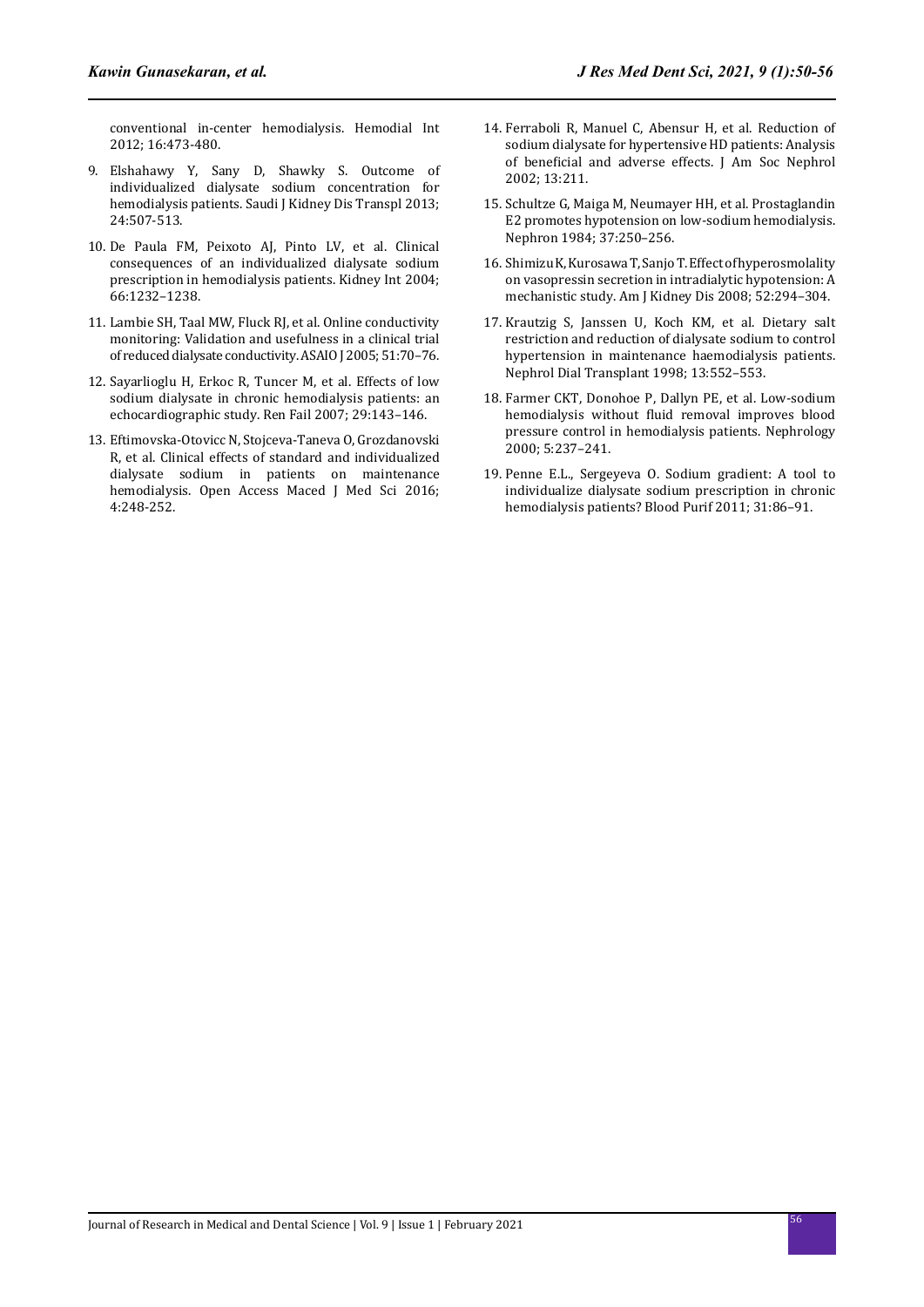conventional in-center hemodialysis. Hemodial Int 2012; 16:473-480.

9. Elshahawy Y, Sany D, Shawky S. Outcome of individualized dialysate sodium concentration for hemodialysis patients. Saudi J Kidney Dis Transpl 2013; 24:507-513.
10. De Paula FM, Peixoto AJ, Pinto LV, et al. Clinical consequences of an individualized dialysate sodium prescription in hemodialysis patients. Kidney Int 2004; 66:1232–1238.
11. Lambie SH, Taal MW, Fluck RJ, et al. Online conductivity monitoring: Validation and usefulness in a clinical trial of reduced dialysate conductivity. ASAIO J 2005; 51:70–76.
12. Sayarlioglu H, Erkoc R, Tuncer M, et al. Effects of low sodium dialysate in chronic hemodialysis patients: an echocardiographic study. Ren Fail 2007; 29:143–146.
13. Eftimovska-Otovicc N, Stojceva-Taneva O, Grozdanovski R, et al. Clinical effects of standard and individualized dialysate sodium in patients on maintenance hemodialysis. Open Access Maced J Med Sci 2016; 4:248-252.
14. Ferraboli R, Manuel C, Abensur H, et al. Reduction of sodium dialysate for hypertensive HD patients: Analysis of beneficial and adverse effects. J Am Soc Nephrol 2002; 13:211.
15. Schultze G, Maiga M, Neumayer HH, et al. Prostaglandin E2 promotes hypotension on low-sodium hemodialysis. Nephron 1984; 37:250–256.
16. Shimizu K, Kurosawa T, Sanjo T. Effect of hyperosmolality on vasopressin secretion in intradialytic hypotension: A mechanistic study. Am J Kidney Dis 2008; 52:294–304.
17. Krautzig S, Janssen U, Koch KM, et al. Dietary salt restriction and reduction of dialysate sodium to control hypertension in maintenance haemodialysis patients. Nephrol Dial Transplant 1998; 13:552–553.
18. Farmer CKT, Donohoe P, Dallyn PE, et al. Low-sodium hemodialysis without fluid removal improves blood pressure control in hemodialysis patients. Nephrology 2000; 5:237–241.
19. Penne E.L., Sergeyeva O. Sodium gradient: A tool to individualize dialysate sodium prescription in chronic hemodialysis patients? Blood Purif 2011; 31:86–91.